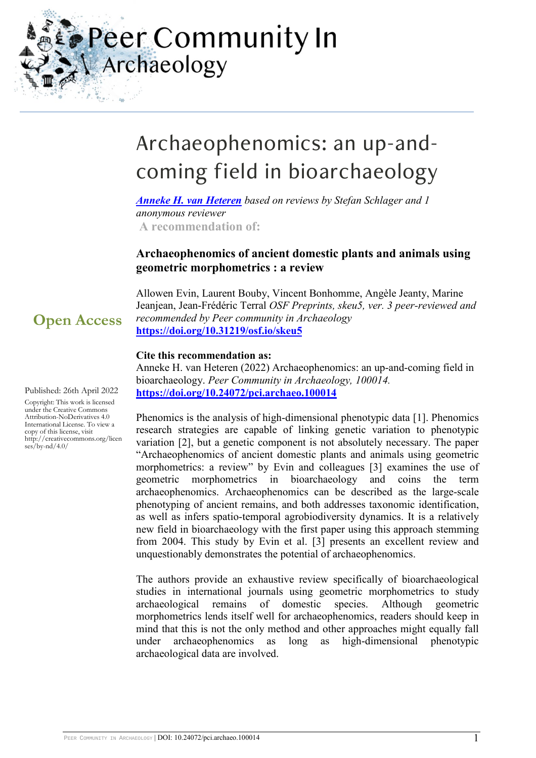Peer Community In Archaeology

# Archaeophenomics: an up-and-coming field in bioarchaeology

***Anneke H. van Heteren*** *based on reviews by Stefan Schlager and 1 anonymous reviewer*

**A recommendation of:**

**Archaeophenomics of ancient domestic plants and animals using geometric morphometrics : a review**

Allowen Evin, Laurent Bouby, Vincent Bonhomme, Angèle Jeanty, Marine Jeanjean, Jean-Frédéric Terral *OSF Preprints, skeu5, ver. 3 peer-reviewed and recommended by Peer community in Archaeology*
**https://doi.org/10.31219/osf.io/skeu5**

**Open Access**

**Cite this recommendation as:**
Anneke H. van Heteren (2022) Archaeophenomics: an up-and-coming field in bioarchaeology. *Peer Community in Archaeology, 100014.*
**https://doi.org/10.24072/pci.archaeo.100014**

Published: 26th April 2022

Copyright: This work is licensed under the Creative Commons Attribution-NoDerivatives 4.0 International License. To view a copy of this license, visit http://creativecommons.org/licenses/by-nd/4.0/

Phenomics is the analysis of high-dimensional phenotypic data [1]. Phenomics research strategies are capable of linking genetic variation to phenotypic variation [2], but a genetic component is not absolutely necessary. The paper "Archaeophenomics of ancient domestic plants and animals using geometric morphometrics: a review" by Evin and colleagues [3] examines the use of geometric morphometrics in bioarchaeology and coins the term archaeophenomics. Archaeophenomics can be described as the large-scale phenotyping of ancient remains, and both addresses taxonomic identification, as well as infers spatio-temporal agrobiodiversity dynamics. It is a relatively new field in bioarchaeology with the first paper using this approach stemming from 2004. This study by Evin et al. [3] presents an excellent review and unquestionably demonstrates the potential of archaeophenomics.

The authors provide an exhaustive review specifically of bioarchaeological studies in international journals using geometric morphometrics to study archaeological remains of domestic species. Although geometric morphometrics lends itself well for archaeophenomics, readers should keep in mind that this is not the only method and other approaches might equally fall under archaeophenomics as long as high-dimensional phenotypic archaeological data are involved.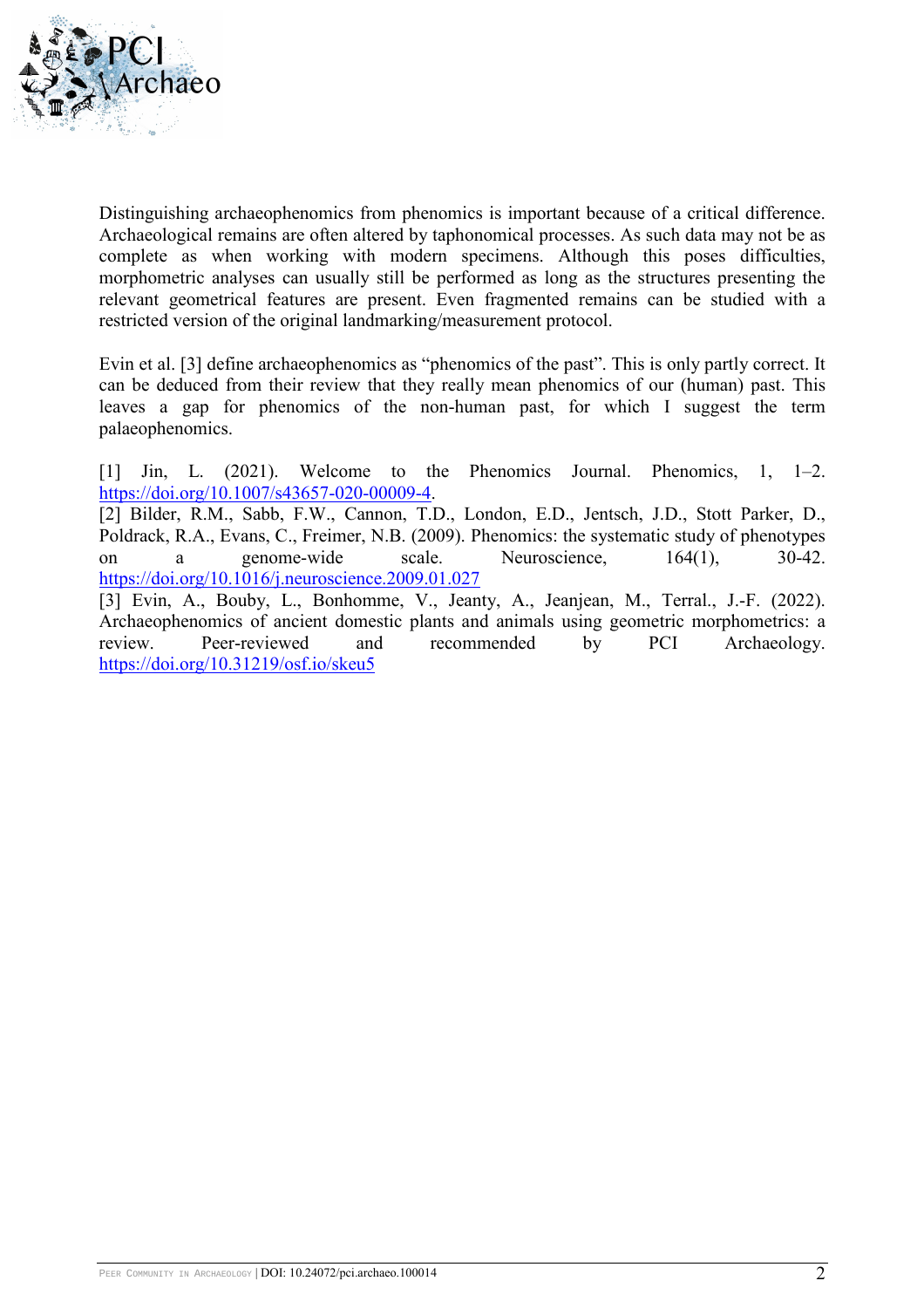Distinguishing archaeophenomics from phenomics is important because of a critical difference. Archaeological remains are often altered by taphonomical processes. As such data may not be as complete as when working with modern specimens. Although this poses difficulties, morphometric analyses can usually still be performed as long as the structures presenting the relevant geometrical features are present. Even fragmented remains can be studied with a restricted version of the original landmarking/measurement protocol.

Evin et al. [3] define archaeophenomics as "phenomics of the past". This is only partly correct. It can be deduced from their review that they really mean phenomics of our (human) past. This leaves a gap for phenomics of the non-human past, for which I suggest the term palaeophenomics.

[1] Jin, L. (2021). Welcome to the Phenomics Journal. Phenomics, 1, 1–2. https://doi.org/10.1007/s43657-020-00009-4.

[2] Bilder, R.M., Sabb, F.W., Cannon, T.D., London, E.D., Jentsch, J.D., Stott Parker, D., Poldrack, R.A., Evans, C., Freimer, N.B. (2009). Phenomics: the systematic study of phenotypes on a genome-wide scale. Neuroscience, 164(1), 30-42. https://doi.org/10.1016/j.neuroscience.2009.01.027

[3] Evin, A., Bouby, L., Bonhomme, V., Jeanty, A., Jeanjean, M., Terral., J.-F. (2022). Archaeophenomics of ancient domestic plants and animals using geometric morphometrics: a review. Peer-reviewed and recommended by PCI Archaeology. https://doi.org/10.31219/osf.io/skeu5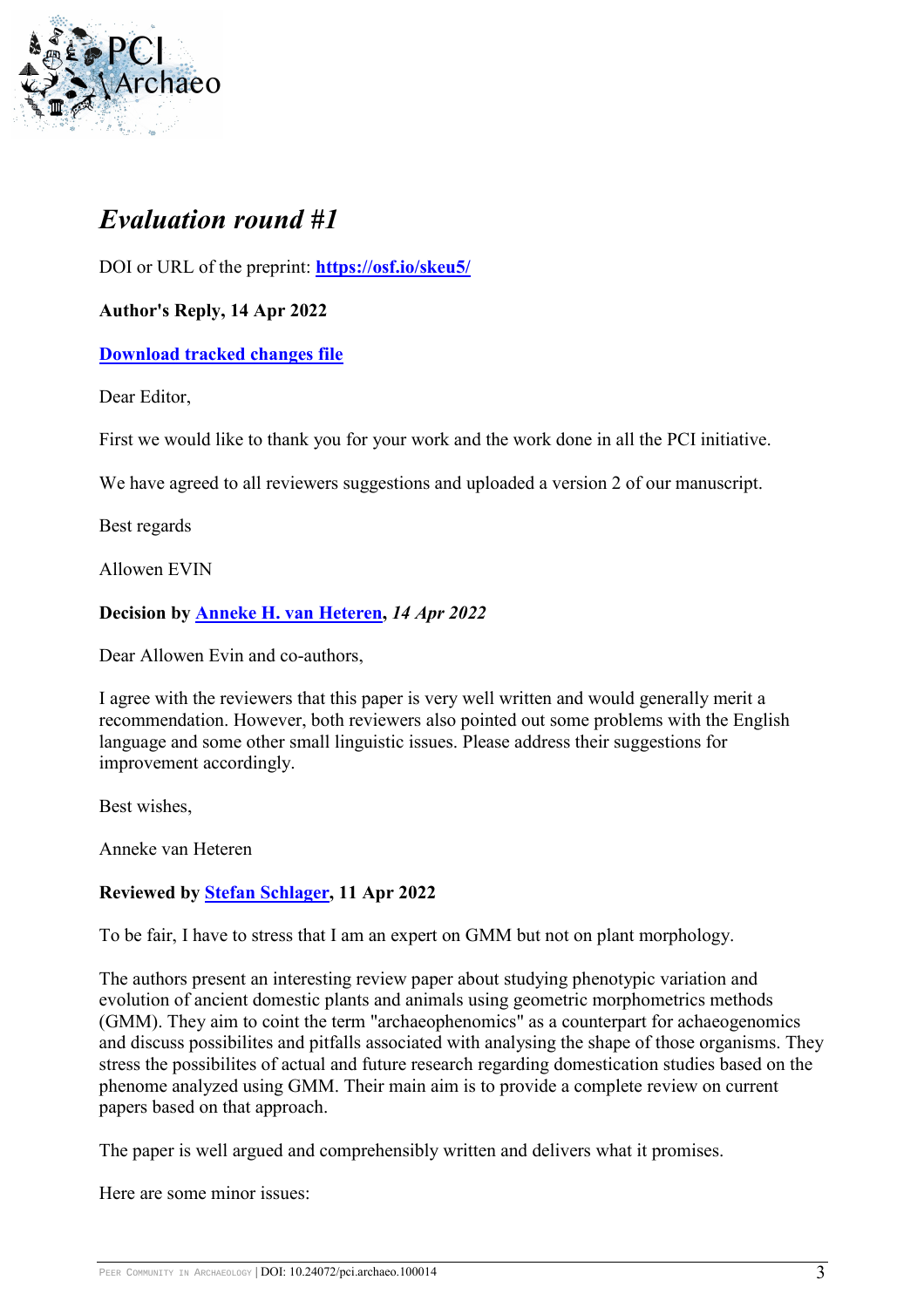# *Evaluation round #1*

DOI or URL of the preprint: **[https://osf.io/skeu5/](https://osf.io/skeu5/)**

**Author's Reply, 14 Apr 2022**

**[Download tracked changes file]()**

Dear Editor,

First we would like to thank you for your work and the work done in all the PCI initiative.

We have agreed to all reviewers suggestions and uploaded a version 2 of our manuscript.

Best regards

Allowen EVIN

**Decision by [Anneke H. van Heteren](), *14 Apr 2022***

Dear Allowen Evin and co-authors,

I agree with the reviewers that this paper is very well written and would generally merit a recommendation. However, both reviewers also pointed out some problems with the English language and some other small linguistic issues. Please address their suggestions for improvement accordingly.

Best wishes,

Anneke van Heteren

**Reviewed by [Stefan Schlager](), 11 Apr 2022**

To be fair, I have to stress that I am an expert on GMM but not on plant morphology.

The authors present an interesting review paper about studying phenotypic variation and evolution of ancient domestic plants and animals using geometric morphometrics methods (GMM). They aim to coint the term "archaeophenomics" as a counterpart for achaeogenomics and discuss possibilites and pitfalls associated with analysing the shape of those organisms. They stress the possibilites of actual and future research regarding domestication studies based on the phenome analyzed using GMM. Their main aim is to provide a complete review on current papers based on that approach.

The paper is well argued and comprehensibly written and delivers what it promises.

Here are some minor issues: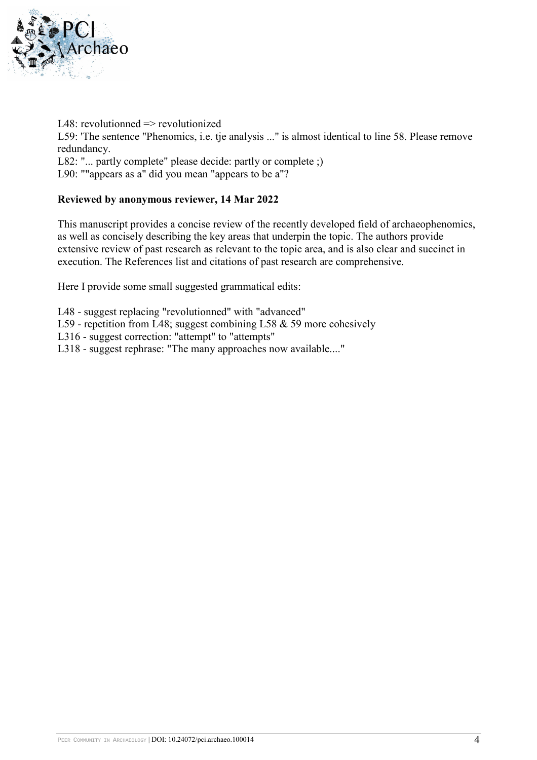L48: revolutionned => revolutionized

L59: 'The sentence "Phenomics, i.e. tje analysis ..." is almost identical to line 58. Please remove redundancy.

L82: "... partly complete" please decide: partly or complete ;)

L90: ""appears as a" did you mean "appears to be a"?

**Reviewed by anonymous reviewer, 14 Mar 2022**

This manuscript provides a concise review of the recently developed field of archaeophenomics, as well as concisely describing the key areas that underpin the topic. The authors provide extensive review of past research as relevant to the topic area, and is also clear and succinct in execution. The References list and citations of past research are comprehensive.

Here I provide some small suggested grammatical edits:

L48 - suggest replacing "revolutionned" with "advanced"

L59 - repetition from L48; suggest combining L58 & 59 more cohesively

L316 - suggest correction: "attempt" to "attempts"

L318 - suggest rephrase: "The many approaches now available...."